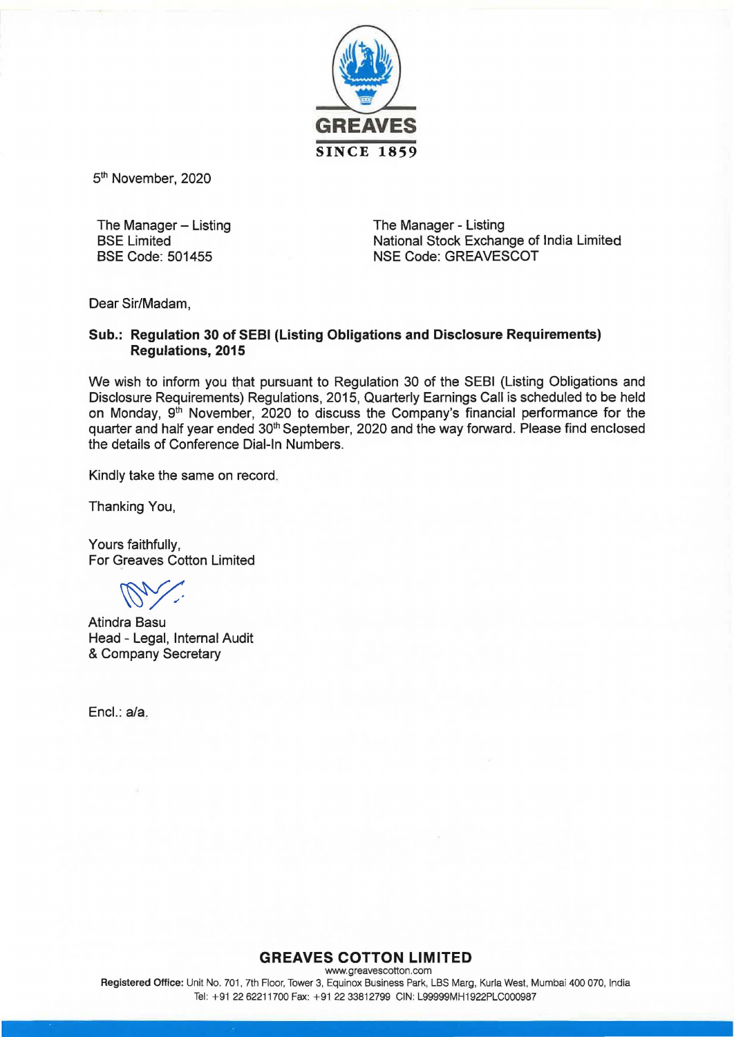GREAVES

SINCE 1859

5th November, 2020

The Manager – Listing  
BSE Limited  
BSE Code: 501455

The Manager - Listing  
National Stock Exchange of India Limited  
NSE Code: GREAVESCOT

Dear Sir/Madam,

**Sub.: Regulation 30 of SEBI (Listing Obligations and Disclosure Requirements) Regulations, 2015**

We wish to inform you that pursuant to Regulation 30 of the SEBI (Listing Obligations and Disclosure Requirements) Regulations, 2015, Quarterly Earnings Call is scheduled to be held on Monday, 9th November, 2020 to discuss the Company's financial performance for the quarter and half year ended 30th September, 2020 and the way forward. Please find enclosed the details of Conference Dial-In Numbers.

Kindly take the same on record.

Thanking You,

Yours faithfully,  
For Greaves Cotton Limited

Atindra Basu  
Head - Legal, Internal Audit  
& Company Secretary

Encl.: a/a.

**GREAVES COTTON LIMITED**  
www.greavescotton.com  
**Registered Office:** Unit No. 701, 7th Floor, Tower 3, Equinox Business Park, LBS Marg, Kurla West, Mumbai 400 070, India  
Tel: +91 22 62211700 Fax: +91 22 33812799 CIN: L99999MH1922PLC000987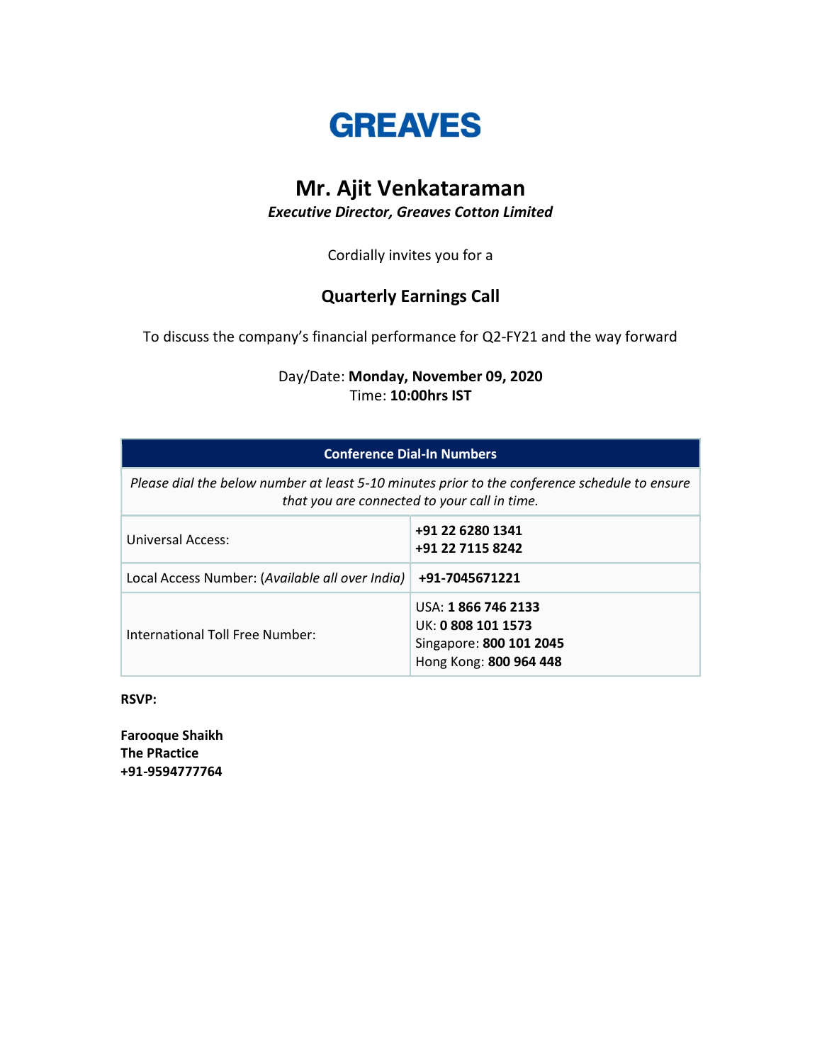# GREAVES

## Mr. Ajit Venkataraman

***Executive Director, Greaves Cotton Limited***

Cordially invites you for a

### Quarterly Earnings Call

To discuss the company's financial performance for Q2-FY21 and the way forward

Day/Date: **Monday, November 09, 2020**
Time: **10:00hrs IST**

| Conference Dial-In Numbers | |
|---|---|
| *Please dial the below number at least 5-10 minutes prior to the conference schedule to ensure that you are connected to your call in time.* | |
| Universal Access: | **+91 22 6280 1341**<br>**+91 22 7115 8242** |
| Local Access Number: (*Available all over India*) | **+91-7045671221** |
| International Toll Free Number: | USA: **1 866 746 2133**<br>UK: **0 808 101 1573**<br>Singapore: **800 101 2045**<br>Hong Kong: **800 964 448** |

**RSVP:**

**Farooque Shaikh**
**The PRactice**
**+91-9594777764**